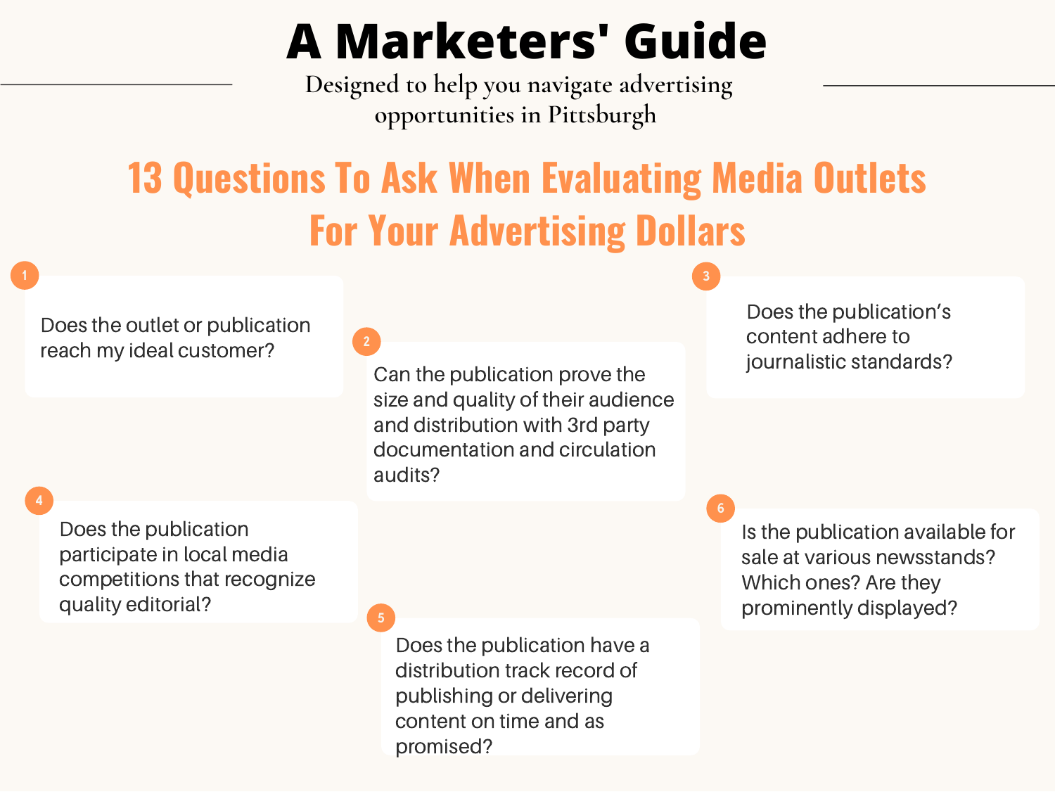# A Marketers' Guide

Designed to help you navigate advertising opportunities in Pittsburgh

## 13 Questions To Ask When Evaluating Media Outlets For Your Advertising Dollars

1. Does the outlet or publication reach my ideal customer?

2. Can the publication prove the size and quality of their audience and distribution with 3rd party documentation and circulation audits?

3. Does the publication's content adhere to journalistic standards?

4. Does the publication participate in local media competitions that recognize quality editorial?

5. Does the publication have a distribution track record of publishing or delivering content on time and as promised?

6. Is the publication available for sale at various newsstands? Which ones? Are they prominently displayed?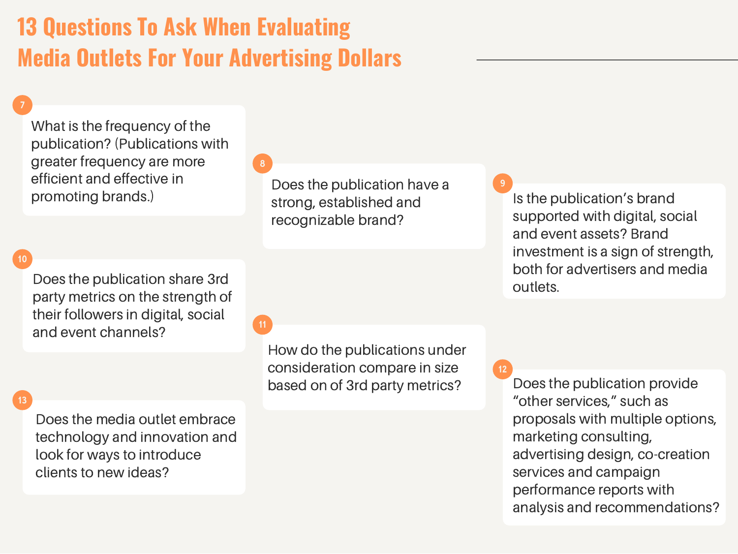# 13 Questions To Ask When Evaluating Media Outlets For Your Advertising Dollars

7. What is the frequency of the publication? (Publications with greater frequency are more efficient and effective in promoting brands.)

8. Does the publication have a strong, established and recognizable brand?

9. Is the publication's brand supported with digital, social and event assets? Brand investment is a sign of strength, both for advertisers and media outlets.

10. Does the publication share 3rd party metrics on the strength of their followers in digital, social and event channels?

11. How do the publications under consideration compare in size based on of 3rd party metrics?

12. Does the publication provide "other services," such as proposals with multiple options, marketing consulting, advertising design, co-creation services and campaign performance reports with analysis and recommendations?

13. Does the media outlet embrace technology and innovation and look for ways to introduce clients to new ideas?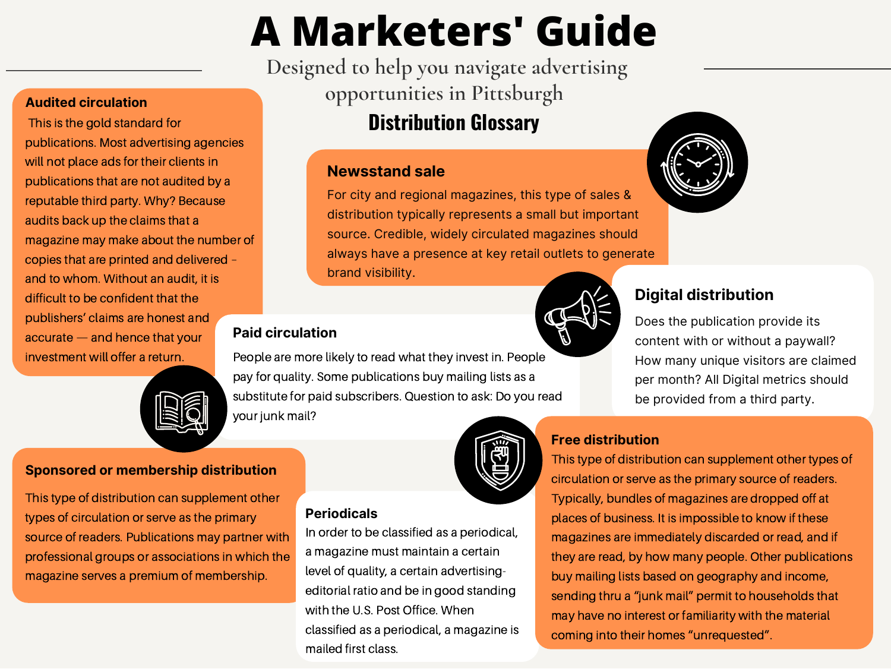# A Marketers' Guide

Designed to help you navigate advertising opportunities in Pittsburgh

## Distribution Glossary

### Audited circulation

This is the gold standard for publications. Most advertising agencies will not place ads for their clients in publications that are not audited by a reputable third party. Why? Because audits back up the claims that a magazine may make about the number of copies that are printed and delivered – and to whom. Without an audit, it is difficult to be confident that the publishers' claims are honest and accurate — and hence that your investment will offer a return.

### Newsstand sale

For city and regional magazines, this type of sales & distribution typically represents a small but important source. Credible, widely circulated magazines should always have a presence at key retail outlets to generate brand visibility.

### Digital distribution

Does the publication provide its content with or without a paywall? How many unique visitors are claimed per month? All Digital metrics should be provided from a third party.

### Paid circulation

People are more likely to read what they invest in. People pay for quality. Some publications buy mailing lists as a substitute for paid subscribers. Question to ask: Do you read your junk mail?

### Sponsored or membership distribution

This type of distribution can supplement other types of circulation or serve as the primary source of readers. Publications may partner with professional groups or associations in which the magazine serves a premium of membership.

### Periodicals

In order to be classified as a periodical, a magazine must maintain a certain level of quality, a certain advertising-editorial ratio and be in good standing with the U.S. Post Office. When classified as a periodical, a magazine is mailed first class.

### Free distribution

This type of distribution can supplement other types of circulation or serve as the primary source of readers. Typically, bundles of magazines are dropped off at places of business. It is impossible to know if these magazines are immediately discarded or read, and if they are read, by how many people. Other publications buy mailing lists based on geography and income, sending thru a "junk mail" permit to households that may have no interest or familiarity with the material coming into their homes "unrequested".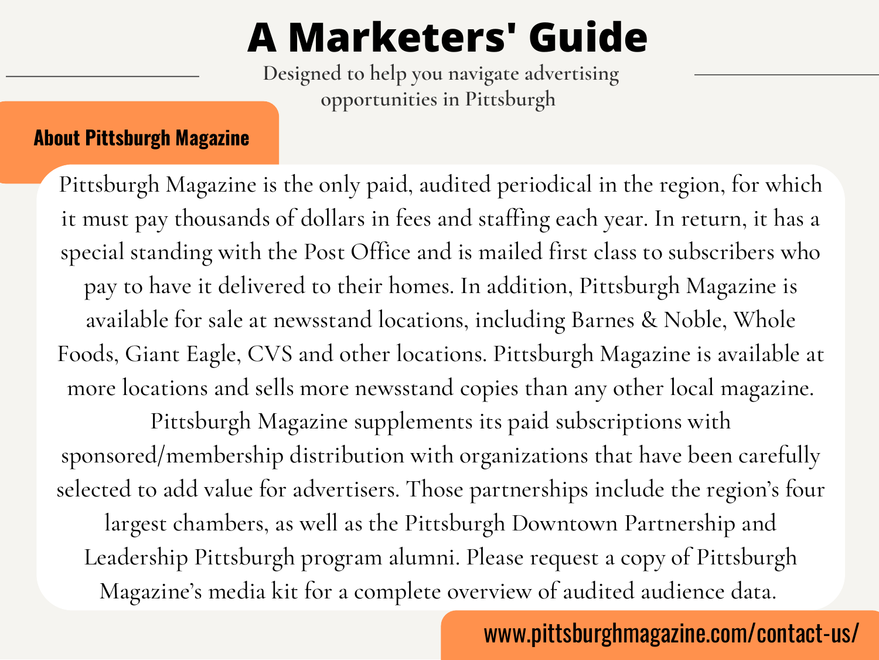# A Marketers' Guide

Designed to help you navigate advertising opportunities in Pittsburgh

## About Pittsburgh Magazine

Pittsburgh Magazine is the only paid, audited periodical in the region, for which it must pay thousands of dollars in fees and staffing each year. In return, it has a special standing with the Post Office and is mailed first class to subscribers who pay to have it delivered to their homes. In addition, Pittsburgh Magazine is available for sale at newsstand locations, including Barnes & Noble, Whole Foods, Giant Eagle, CVS and other locations. Pittsburgh Magazine is available at more locations and sells more newsstand copies than any other local magazine. Pittsburgh Magazine supplements its paid subscriptions with sponsored/membership distribution with organizations that have been carefully selected to add value for advertisers. Those partnerships include the region's four largest chambers, as well as the Pittsburgh Downtown Partnership and Leadership Pittsburgh program alumni. Please request a copy of Pittsburgh Magazine's media kit for a complete overview of audited audience data.

www.pittsburghmagazine.com/contact-us/